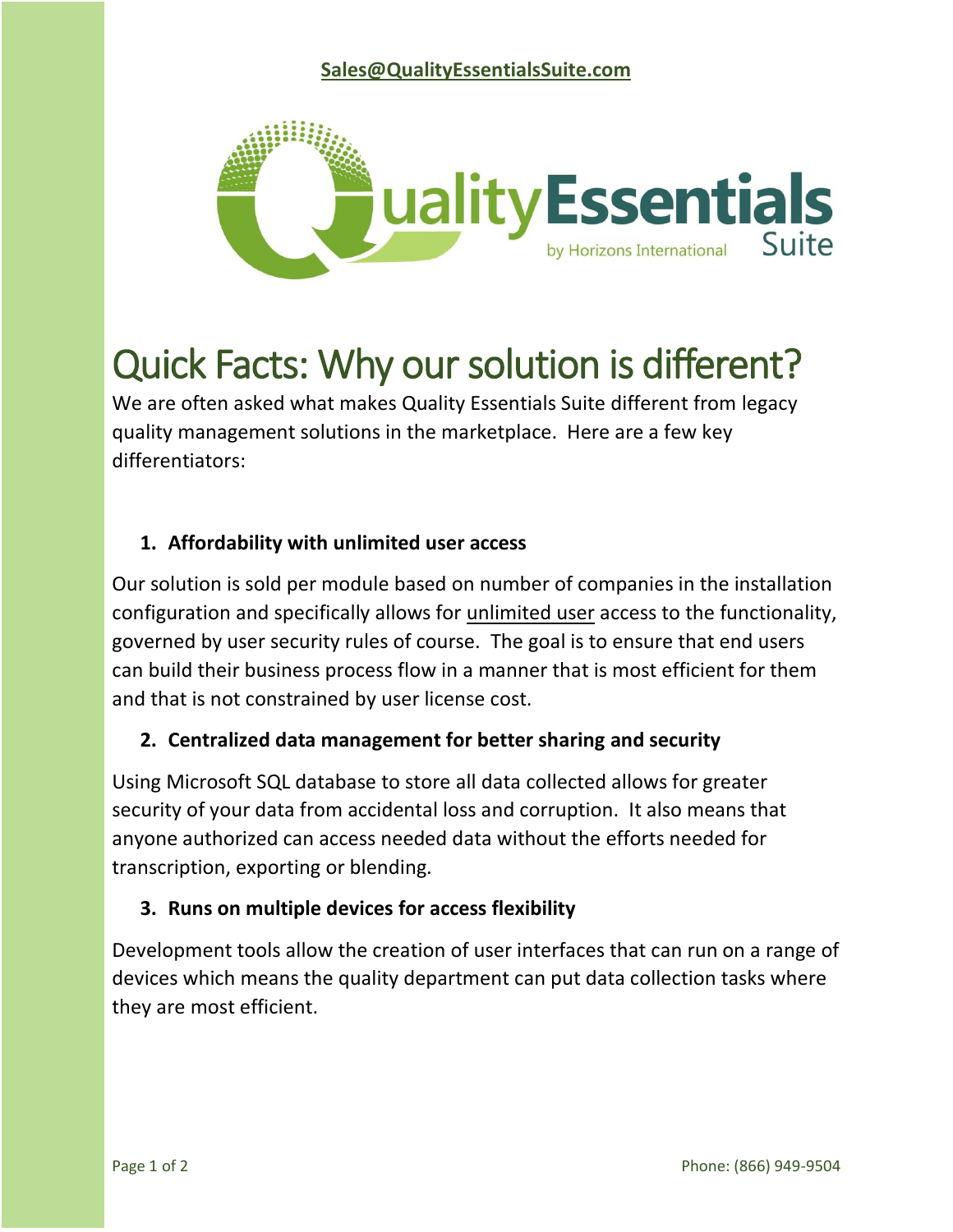**Sales@QualityEssentialsSuite.com**

QualityEssentials Suite by Horizons International

# Quick Facts: Why our solution is different?

We are often asked what makes Quality Essentials Suite different from legacy quality management solutions in the marketplace. Here are a few key differentiators:

1. **Affordability with unlimited user access**

Our solution is sold per module based on number of companies in the installation configuration and specifically allows for unlimited user access to the functionality, governed by user security rules of course. The goal is to ensure that end users can build their business process flow in a manner that is most efficient for them and that is not constrained by user license cost.

2. **Centralized data management for better sharing and security**

Using Microsoft SQL database to store all data collected allows for greater security of your data from accidental loss and corruption. It also means that anyone authorized can access needed data without the efforts needed for transcription, exporting or blending.

3. **Runs on multiple devices for access flexibility**

Development tools allow the creation of user interfaces that can run on a range of devices which means the quality department can put data collection tasks where they are most efficient.

Phone: (866) 949-9504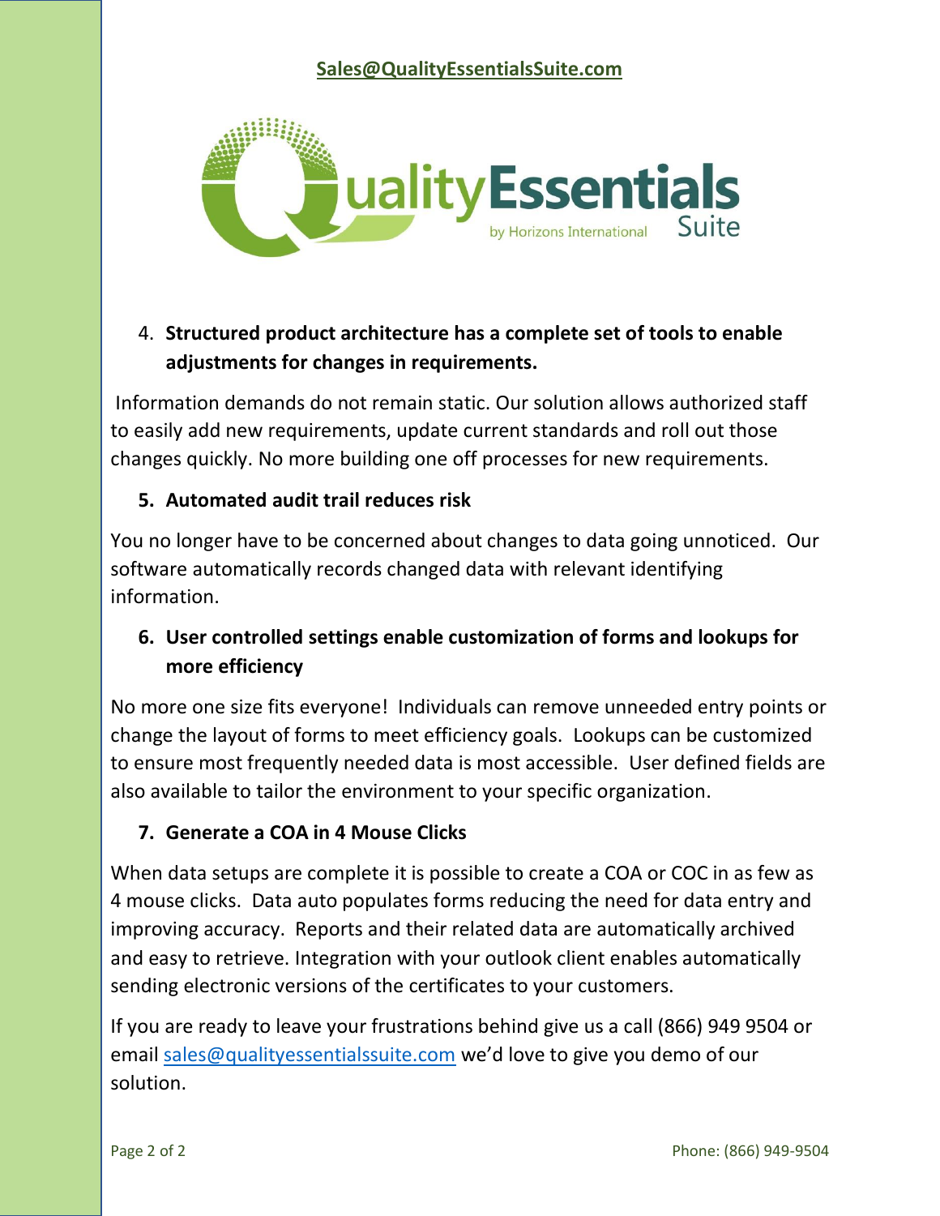**Sales@QualityEssentialsSuite.com**

4. **Structured product architecture has a complete set of tools to enable adjustments for changes in requirements.**

Information demands do not remain static. Our solution allows authorized staff to easily add new requirements, update current standards and roll out those changes quickly. No more building one off processes for new requirements.

5. **Automated audit trail reduces risk**

You no longer have to be concerned about changes to data going unnoticed. Our software automatically records changed data with relevant identifying information.

6. **User controlled settings enable customization of forms and lookups for more efficiency**

No more one size fits everyone! Individuals can remove unneeded entry points or change the layout of forms to meet efficiency goals. Lookups can be customized to ensure most frequently needed data is most accessible. User defined fields are also available to tailor the environment to your specific organization.

7. **Generate a COA in 4 Mouse Clicks**

When data setups are complete it is possible to create a COA or COC in as few as 4 mouse clicks. Data auto populates forms reducing the need for data entry and improving accuracy. Reports and their related data are automatically archived and easy to retrieve. Integration with your outlook client enables automatically sending electronic versions of the certificates to your customers.

If you are ready to leave your frustrations behind give us a call (866) 949 9504 or email sales@qualityessentialssuite.com we'd love to give you demo of our solution.